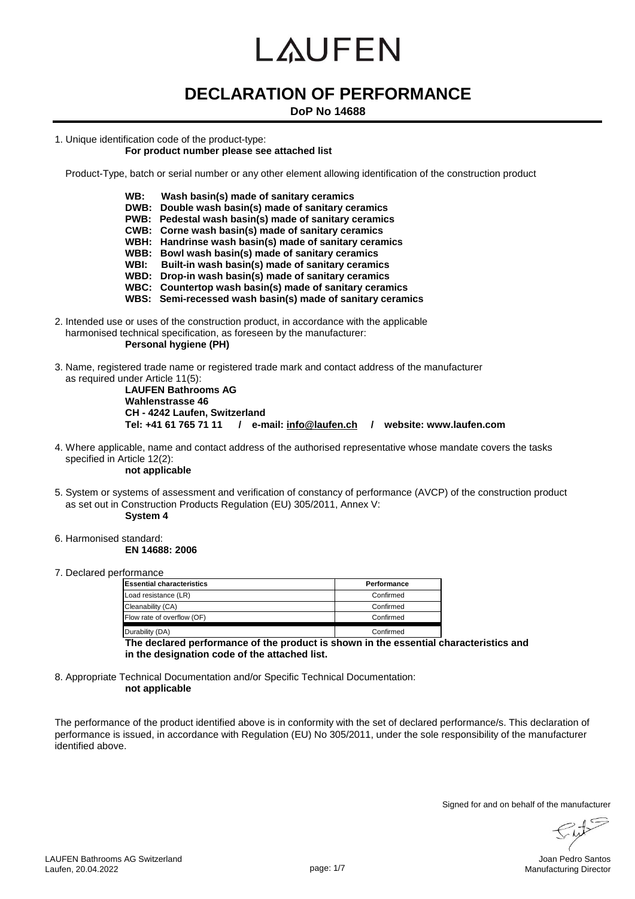# LAUFEN

# DECLARATION OF PERFORMANCE

**DoP No 14688**

1. Unique identification code of the product-type:
   **For product number please see attached list**

   Product-Type, batch or serial number or any other element allowing identification of the construction product

   **WB: Wash basin(s) made of sanitary ceramics**
   **DWB: Double wash basin(s) made of sanitary ceramics**
   **PWB: Pedestal wash basin(s) made of sanitary ceramics**
   **CWB: Corne wash basin(s) made of sanitary ceramics**
   **WBH: Handrinse wash basin(s) made of sanitary ceramics**
   **WBB: Bowl wash basin(s) made of sanitary ceramics**
   **WBI: Built-in wash basin(s) made of sanitary ceramics**
   **WBD: Drop-in wash basin(s) made of sanitary ceramics**
   **WBC: Countertop wash basin(s) made of sanitary ceramics**
   **WBS: Semi-recessed wash basin(s) made of sanitary ceramics**

2. Intended use or uses of the construction product, in accordance with the applicable harmonised technical specification, as foreseen by the manufacturer:
   **Personal hygiene (PH)**

3. Name, registered trade name or registered trade mark and contact address of the manufacturer as required under Article 11(5):
   **LAUFEN Bathrooms AG**
   **Wahlenstrasse 46**
   **CH - 4242 Laufen, Switzerland**
   **Tel: +41 61 765 71 11 / e-mail: info@laufen.ch / website: www.laufen.com**

4. Where applicable, name and contact address of the authorised representative whose mandate covers the tasks specified in Article 12(2):
   **not applicable**

5. System or systems of assessment and verification of constancy of performance (AVCP) of the construction product as set out in Construction Products Regulation (EU) 305/2011, Annex V:
   **System 4**

6. Harmonised standard:
   **EN 14688: 2006**

7. Declared performance

| Essential characteristics | Performance |
|---|---|
| Load resistance (LR) | Confirmed |
| Cleanability (CA) | Confirmed |
| Flow rate of overflow (OF) | Confirmed |
| Durability (DA) | Confirmed |

   **The declared performance of the product is shown in the essential characteristics and in the designation code of the attached list.**

8. Appropriate Technical Documentation and/or Specific Technical Documentation:
   **not applicable**

The performance of the product identified above is in conformity with the set of declared performance/s. This declaration of performance is issued, in accordance with Regulation (EU) No 305/2011, under the sole responsibility of the manufacturer identified above.

Signed for and on behalf of the manufacturer

LAUFEN Bathrooms AG Switzerland
Laufen, 20.04.2022

Joan Pedro Santos
Manufacturing Director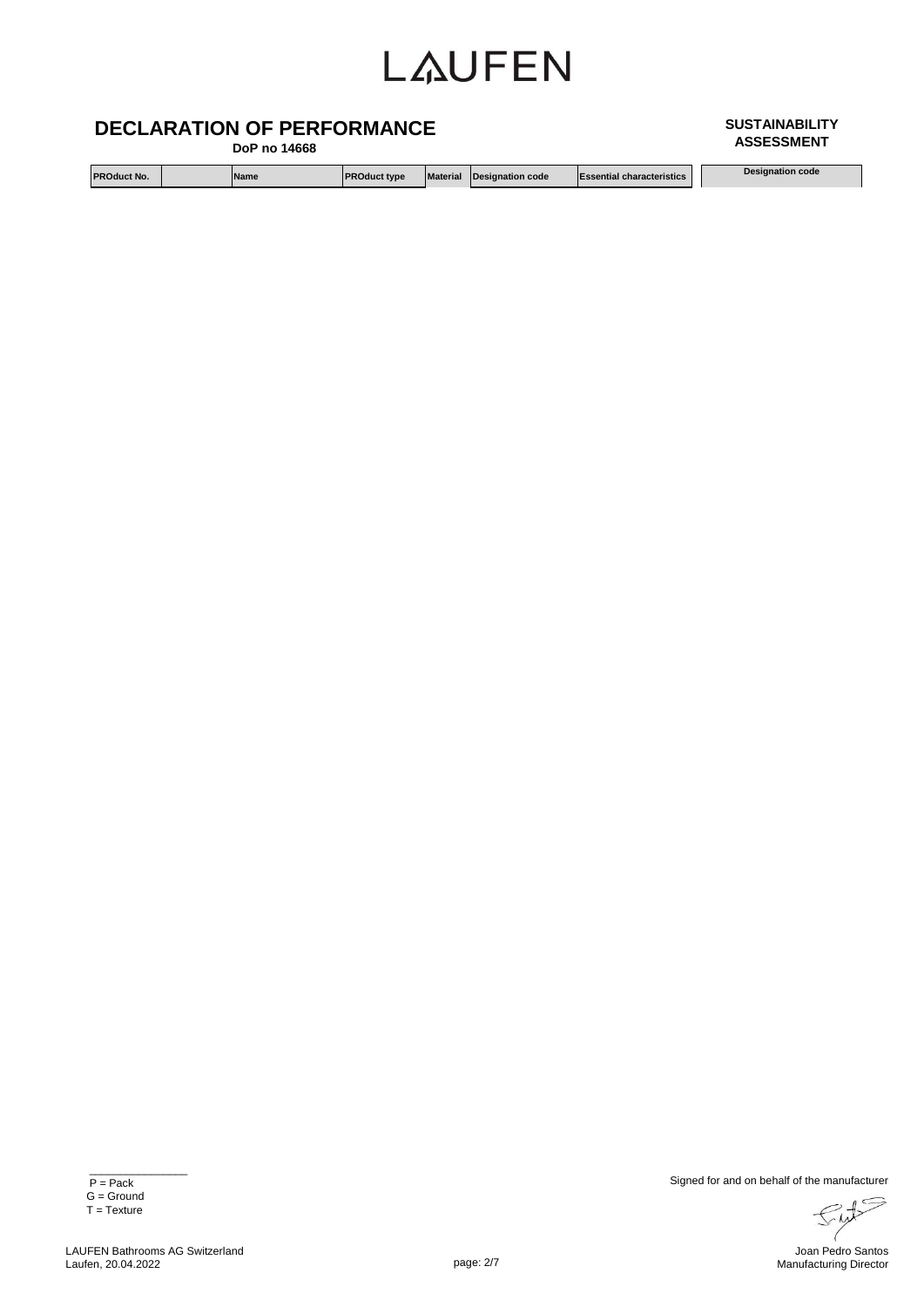LAUFEN

# DECLARATION OF PERFORMANCE

**DoP no 14668**

**SUSTAINABILITY ASSESSMENT**

| PROduct No. | | Name | PROduct type | Material | Designation code | Essential characteristics | | Designation code |
|---|---|---|---|---|---|---|---|---|

P = Pack
G = Ground
T = Texture

Signed for and on behalf of the manufacturer

LAUFEN Bathrooms AG Switzerland
Laufen, 20.04.2022

Joan Pedro Santos
Manufacturing Director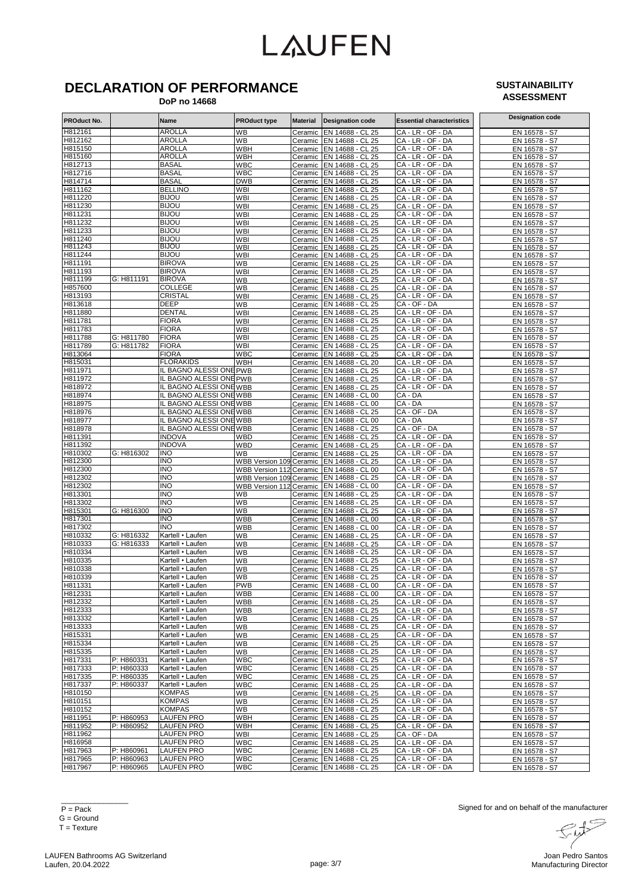# LAUFEN

## DECLARATION OF PERFORMANCE

**DoP no 14668**

**SUSTAINABILITY ASSESSMENT**

| PROduct No. | | Name | PROduct type | Material | Designation code | Essential characteristics | Designation code |
|---|---|---|---|---|---|---|---|
| H812161 | | AROLLA | WB | Ceramic | EN 14688 - CL 25 | CA - LR - OF - DA | EN 16578 - S7 |
| H812162 | | AROLLA | WB | Ceramic | EN 14688 - CL 25 | CA - LR - OF - DA | EN 16578 - S7 |
| H815150 | | AROLLA | WBH | Ceramic | EN 14688 - CL 25 | CA - LR - OF - DA | EN 16578 - S7 |
| H815160 | | AROLLA | WBH | Ceramic | EN 14688 - CL 25 | CA - LR - OF - DA | EN 16578 - S7 |
| H812713 | | BASAL | WBC | Ceramic | EN 14688 - CL 25 | CA - LR - OF - DA | EN 16578 - S7 |
| H812716 | | BASAL | WBC | Ceramic | EN 14688 - CL 25 | CA - LR - OF - DA | EN 16578 - S7 |
| H814714 | | BASAL | DWB | Ceramic | EN 14688 - CL 25 | CA - LR - OF - DA | EN 16578 - S7 |
| H811162 | | BELLINO | WBI | Ceramic | EN 14688 - CL 25 | CA - LR - OF - DA | EN 16578 - S7 |
| H811220 | | BIJOU | WBI | Ceramic | EN 14688 - CL 25 | CA - LR - OF - DA | EN 16578 - S7 |
| H811230 | | BIJOU | WBI | Ceramic | EN 14688 - CL 25 | CA - LR - OF - DA | EN 16578 - S7 |
| H811231 | | BIJOU | WBI | Ceramic | EN 14688 - CL 25 | CA - LR - OF - DA | EN 16578 - S7 |
| H811232 | | BIJOU | WBI | Ceramic | EN 14688 - CL 25 | CA - LR - OF - DA | EN 16578 - S7 |
| H811233 | | BIJOU | WBI | Ceramic | EN 14688 - CL 25 | CA - LR - OF - DA | EN 16578 - S7 |
| H811240 | | BIJOU | WBI | Ceramic | EN 14688 - CL 25 | CA - LR - OF - DA | EN 16578 - S7 |
| H811243 | | BIJOU | WBI | Ceramic | EN 14688 - CL 25 | CA - LR - OF - DA | EN 16578 - S7 |
| H811244 | | BIJOU | WBI | Ceramic | EN 14688 - CL 25 | CA - LR - OF - DA | EN 16578 - S7 |
| H811191 | | BIROVA | WB | Ceramic | EN 14688 - CL 25 | CA - LR - OF - DA | EN 16578 - S7 |
| H811193 | | BIROVA | WBI | Ceramic | EN 14688 - CL 25 | CA - LR - OF - DA | EN 16578 - S7 |
| H811199 | G: H811191 | BIROVA | WB | Ceramic | EN 14688 - CL 25 | CA - LR - OF - DA | EN 16578 - S7 |
| H857600 | | COLLEGE | WB | Ceramic | EN 14688 - CL 25 | CA - LR - OF - DA | EN 16578 - S7 |
| H813193 | | CRISTAL | WBI | Ceramic | EN 14688 - CL 25 | CA - LR - OF - DA | EN 16578 - S7 |
| H813618 | | DEEP | WB | Ceramic | EN 14688 - CL 25 | CA - OF - DA | EN 16578 - S7 |
| H811880 | | DENTAL | WBI | Ceramic | EN 14688 - CL 25 | CA - LR - OF - DA | EN 16578 - S7 |
| H811781 | | FIORA | WBI | Ceramic | EN 14688 - CL 25 | CA - LR - OF - DA | EN 16578 - S7 |
| H811783 | | FIORA | WBI | Ceramic | EN 14688 - CL 25 | CA - LR - OF - DA | EN 16578 - S7 |
| H811788 | G: H811780 | FIORA | WBI | Ceramic | EN 14688 - CL 25 | CA - LR - OF - DA | EN 16578 - S7 |
| H811789 | G: H811782 | FIORA | WBI | Ceramic | EN 14688 - CL 25 | CA - LR - OF - DA | EN 16578 - S7 |
| H813064 | | FIORA | WBC | Ceramic | EN 14688 - CL 25 | CA - LR - OF - DA | EN 16578 - S7 |
| H815031 | | FLORAKIDS | WBH | Ceramic | EN 14688 - CL 20 | CA - LR - OF - DA | EN 16578 - S7 |
| H811971 | | IL BAGNO ALESSI ONE | PWB | Ceramic | EN 14688 - CL 25 | CA - LR - OF - DA | EN 16578 - S7 |
| H811972 | | IL BAGNO ALESSI ONE | PWB | Ceramic | EN 14688 - CL 25 | CA - LR - OF - DA | EN 16578 - S7 |
| H818972 | | IL BAGNO ALESSI ONE | WBB | Ceramic | EN 14688 - CL 25 | CA - LR - OF - DA | EN 16578 - S7 |
| H818974 | | IL BAGNO ALESSI ONE | WBB | Ceramic | EN 14688 - CL 00 | CA - DA | EN 16578 - S7 |
| H818975 | | IL BAGNO ALESSI ONE | WBB | Ceramic | EN 14688 - CL 00 | CA - DA | EN 16578 - S7 |
| H818976 | | IL BAGNO ALESSI ONE | WBB | Ceramic | EN 14688 - CL 25 | CA - OF - DA | EN 16578 - S7 |
| H818977 | | IL BAGNO ALESSI ONE | WBB | Ceramic | EN 14688 - CL 00 | CA - DA | EN 16578 - S7 |
| H818978 | | IL BAGNO ALESSI ONE | WBB | Ceramic | EN 14688 - CL 25 | CA - OF - DA | EN 16578 - S7 |
| H811391 | | INDOVA | WBD | Ceramic | EN 14688 - CL 25 | CA - LR - OF - DA | EN 16578 - S7 |
| H811392 | | INDOVA | WBD | Ceramic | EN 14688 - CL 25 | CA - LR - OF - DA | EN 16578 - S7 |
| H810302 | G: H816302 | INO | WB | Ceramic | EN 14688 - CL 25 | CA - LR - OF - DA | EN 16578 - S7 |
| H812300 | | INO | WBB Version 109 | Ceramic | EN 14688 - CL 25 | CA - LR - OF - DA | EN 16578 - S7 |
| H812300 | | INO | WBB Version 112 | Ceramic | EN 14688 - CL 00 | CA - LR - OF - DA | EN 16578 - S7 |
| H812302 | | INO | WBB Version 109 | Ceramic | EN 14688 - CL 25 | CA - LR - OF - DA | EN 16578 - S7 |
| H812302 | | INO | WBB Version 112 | Ceramic | EN 14688 - CL 00 | CA - LR - OF - DA | EN 16578 - S7 |
| H813301 | | INO | WB | Ceramic | EN 14688 - CL 25 | CA - LR - OF - DA | EN 16578 - S7 |
| H813302 | | INO | WB | Ceramic | EN 14688 - CL 25 | CA - LR - OF - DA | EN 16578 - S7 |
| H815301 | G: H816300 | INO | WB | Ceramic | EN 14688 - CL 25 | CA - LR - OF - DA | EN 16578 - S7 |
| H817301 | | INO | WBB | Ceramic | EN 14688 - CL 00 | CA - LR - OF - DA | EN 16578 - S7 |
| H817302 | | INO | WBB | Ceramic | EN 14688 - CL 00 | CA - LR - OF - DA | EN 16578 - S7 |
| H810332 | G: H816332 | Kartell • Laufen | WB | Ceramic | EN 14688 - CL 25 | CA - LR - OF - DA | EN 16578 - S7 |
| H810333 | G: H816333 | Kartell • Laufen | WB | Ceramic | EN 14688 - CL 25 | CA - LR - OF - DA | EN 16578 - S7 |
| H810334 | | Kartell • Laufen | WB | Ceramic | EN 14688 - CL 25 | CA - LR - OF - DA | EN 16578 - S7 |
| H810335 | | Kartell • Laufen | WB | Ceramic | EN 14688 - CL 25 | CA - LR - OF - DA | EN 16578 - S7 |
| H810338 | | Kartell • Laufen | WB | Ceramic | EN 14688 - CL 25 | CA - LR - OF - DA | EN 16578 - S7 |
| H810339 | | Kartell • Laufen | WB | Ceramic | EN 14688 - CL 25 | CA - LR - OF - DA | EN 16578 - S7 |
| H811331 | | Kartell • Laufen | PWB | Ceramic | EN 14688 - CL 00 | CA - LR - OF - DA | EN 16578 - S7 |
| H812331 | | Kartell • Laufen | WBB | Ceramic | EN 14688 - CL 00 | CA - LR - OF - DA | EN 16578 - S7 |
| H812332 | | Kartell • Laufen | WBB | Ceramic | EN 14688 - CL 25 | CA - LR - OF - DA | EN 16578 - S7 |
| H812333 | | Kartell • Laufen | WBB | Ceramic | EN 14688 - CL 25 | CA - LR - OF - DA | EN 16578 - S7 |
| H813332 | | Kartell • Laufen | WB | Ceramic | EN 14688 - CL 25 | CA - LR - OF - DA | EN 16578 - S7 |
| H813333 | | Kartell • Laufen | WB | Ceramic | EN 14688 - CL 25 | CA - LR - OF - DA | EN 16578 - S7 |
| H815331 | | Kartell • Laufen | WB | Ceramic | EN 14688 - CL 25 | CA - LR - OF - DA | EN 16578 - S7 |
| H815334 | | Kartell • Laufen | WB | Ceramic | EN 14688 - CL 25 | CA - LR - OF - DA | EN 16578 - S7 |
| H815335 | | Kartell • Laufen | WB | Ceramic | EN 14688 - CL 25 | CA - LR - OF - DA | EN 16578 - S7 |
| H817331 | P: H860331 | Kartell • Laufen | WBC | Ceramic | EN 14688 - CL 25 | CA - LR - OF - DA | EN 16578 - S7 |
| H817333 | P: H860333 | Kartell • Laufen | WBC | Ceramic | EN 14688 - CL 25 | CA - LR - OF - DA | EN 16578 - S7 |
| H817335 | P: H860335 | Kartell • Laufen | WBC | Ceramic | EN 14688 - CL 25 | CA - LR - OF - DA | EN 16578 - S7 |
| H817337 | P: H860337 | Kartell • Laufen | WBC | Ceramic | EN 14688 - CL 25 | CA - LR - OF - DA | EN 16578 - S7 |
| H810150 | | KOMPAS | WB | Ceramic | EN 14688 - CL 25 | CA - LR - OF - DA | EN 16578 - S7 |
| H810151 | | KOMPAS | WB | Ceramic | EN 14688 - CL 25 | CA - LR - OF - DA | EN 16578 - S7 |
| H810152 | | KOMPAS | WB | Ceramic | EN 14688 - CL 25 | CA - LR - OF - DA | EN 16578 - S7 |
| H811951 | P: H860953 | LAUFEN PRO | WBH | Ceramic | EN 14688 - CL 25 | CA - LR - OF - DA | EN 16578 - S7 |
| H811952 | P: H860952 | LAUFEN PRO | WBH | Ceramic | EN 14688 - CL 25 | CA - LR - OF - DA | EN 16578 - S7 |
| H811962 | | LAUFEN PRO | WBI | Ceramic | EN 14688 - CL 25 | CA - OF - DA | EN 16578 - S7 |
| H816958 | | LAUFEN PRO | WBC | Ceramic | EN 14688 - CL 25 | CA - LR - OF - DA | EN 16578 - S7 |
| H817963 | P: H860961 | LAUFEN PRO | WBC | Ceramic | EN 14688 - CL 25 | CA - LR - OF - DA | EN 16578 - S7 |
| H817965 | P: H860963 | LAUFEN PRO | WBC | Ceramic | EN 14688 - CL 25 | CA - LR - OF - DA | EN 16578 - S7 |
| H817967 | P: H860965 | LAUFEN PRO | WBC | Ceramic | EN 14688 - CL 25 | CA - LR - OF - DA | EN 16578 - S7 |

P = Pack
G = Ground
T = Texture

Signed for and on behalf of the manufacturer

Joan Pedro Santos
Manufacturing Director

LAUFEN Bathrooms AG Switzerland
Laufen, 20.04.2022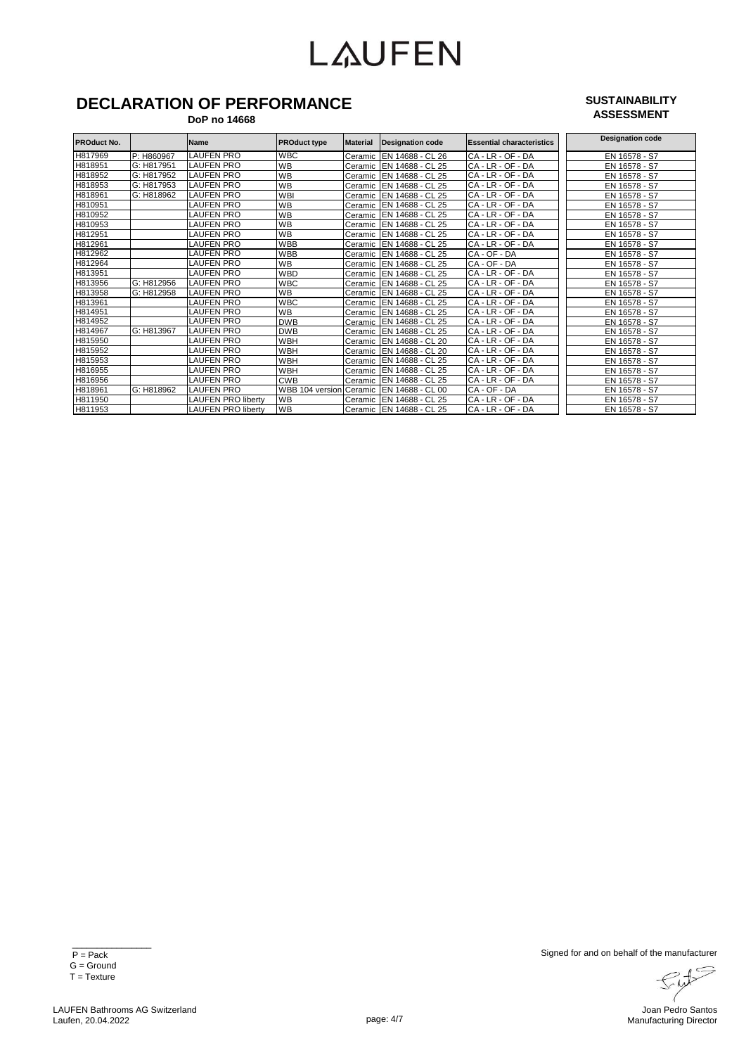LAUFEN

# DECLARATION OF PERFORMANCE

**DoP no 14668**

**SUSTAINABILITY ASSESSMENT**

| PROduct No. | | Name | PROduct type | Material | Designation code | Essential characteristics | Designation code |
|---|---|---|---|---|---|---|---|
| H817969 | P: H860967 | LAUFEN PRO | WBC | Ceramic | EN 14688 - CL 26 | CA - LR - OF - DA | EN 16578 - S7 |
| H818951 | G: H817951 | LAUFEN PRO | WB | Ceramic | EN 14688 - CL 25 | CA - LR - OF - DA | EN 16578 - S7 |
| H818952 | G: H817952 | LAUFEN PRO | WB | Ceramic | EN 14688 - CL 25 | CA - LR - OF - DA | EN 16578 - S7 |
| H818953 | G: H817953 | LAUFEN PRO | WB | Ceramic | EN 14688 - CL 25 | CA - LR - OF - DA | EN 16578 - S7 |
| H818961 | G: H818962 | LAUFEN PRO | WBI | Ceramic | EN 14688 - CL 25 | CA - LR - OF - DA | EN 16578 - S7 |
| H810951 | | LAUFEN PRO | WB | Ceramic | EN 14688 - CL 25 | CA - LR - OF - DA | EN 16578 - S7 |
| H810952 | | LAUFEN PRO | WB | Ceramic | EN 14688 - CL 25 | CA - LR - OF - DA | EN 16578 - S7 |
| H810953 | | LAUFEN PRO | WB | Ceramic | EN 14688 - CL 25 | CA - LR - OF - DA | EN 16578 - S7 |
| H812951 | | LAUFEN PRO | WB | Ceramic | EN 14688 - CL 25 | CA - LR - OF - DA | EN 16578 - S7 |
| H812961 | | LAUFEN PRO | WBB | Ceramic | EN 14688 - CL 25 | CA - LR - OF - DA | EN 16578 - S7 |
| H812962 | | LAUFEN PRO | WBB | Ceramic | EN 14688 - CL 25 | CA - OF - DA | EN 16578 - S7 |
| H812964 | | LAUFEN PRO | WB | Ceramic | EN 14688 - CL 25 | CA - OF - DA | EN 16578 - S7 |
| H813951 | | LAUFEN PRO | WBD | Ceramic | EN 14688 - CL 25 | CA - LR - OF - DA | EN 16578 - S7 |
| H813956 | G: H812956 | LAUFEN PRO | WBC | Ceramic | EN 14688 - CL 25 | CA - LR - OF - DA | EN 16578 - S7 |
| H813958 | G: H812958 | LAUFEN PRO | WB | Ceramic | EN 14688 - CL 25 | CA - LR - OF - DA | EN 16578 - S7 |
| H813961 | | LAUFEN PRO | WBC | Ceramic | EN 14688 - CL 25 | CA - LR - OF - DA | EN 16578 - S7 |
| H814951 | | LAUFEN PRO | WB | Ceramic | EN 14688 - CL 25 | CA - LR - OF - DA | EN 16578 - S7 |
| H814952 | | LAUFEN PRO | DWB | Ceramic | EN 14688 - CL 25 | CA - LR - OF - DA | EN 16578 - S7 |
| H814967 | G: H813967 | LAUFEN PRO | DWB | Ceramic | EN 14688 - CL 25 | CA - LR - OF - DA | EN 16578 - S7 |
| H815950 | | LAUFEN PRO | WBH | Ceramic | EN 14688 - CL 20 | CA - LR - OF - DA | EN 16578 - S7 |
| H815952 | | LAUFEN PRO | WBH | Ceramic | EN 14688 - CL 20 | CA - LR - OF - DA | EN 16578 - S7 |
| H815953 | | LAUFEN PRO | WBH | Ceramic | EN 14688 - CL 25 | CA - LR - OF - DA | EN 16578 - S7 |
| H816955 | | LAUFEN PRO | WBH | Ceramic | EN 14688 - CL 25 | CA - LR - OF - DA | EN 16578 - S7 |
| H816956 | | LAUFEN PRO | CWB | Ceramic | EN 14688 - CL 25 | CA - LR - OF - DA | EN 16578 - S7 |
| H818961 | G: H818962 | LAUFEN PRO | WBB 104 version | Ceramic | EN 14688 - CL 00 | CA - OF - DA | EN 16578 - S7 |
| H811950 | | LAUFEN PRO liberty | WB | Ceramic | EN 14688 - CL 25 | CA - LR - OF - DA | EN 16578 - S7 |
| H811953 | | LAUFEN PRO liberty | WB | Ceramic | EN 14688 - CL 25 | CA - LR - OF - DA | EN 16578 - S7 |

P = Pack
G = Ground
T = Texture

Signed for and on behalf of the manufacturer

LAUFEN Bathrooms AG Switzerland
Laufen, 20.04.2022

Joan Pedro Santos
Manufacturing Director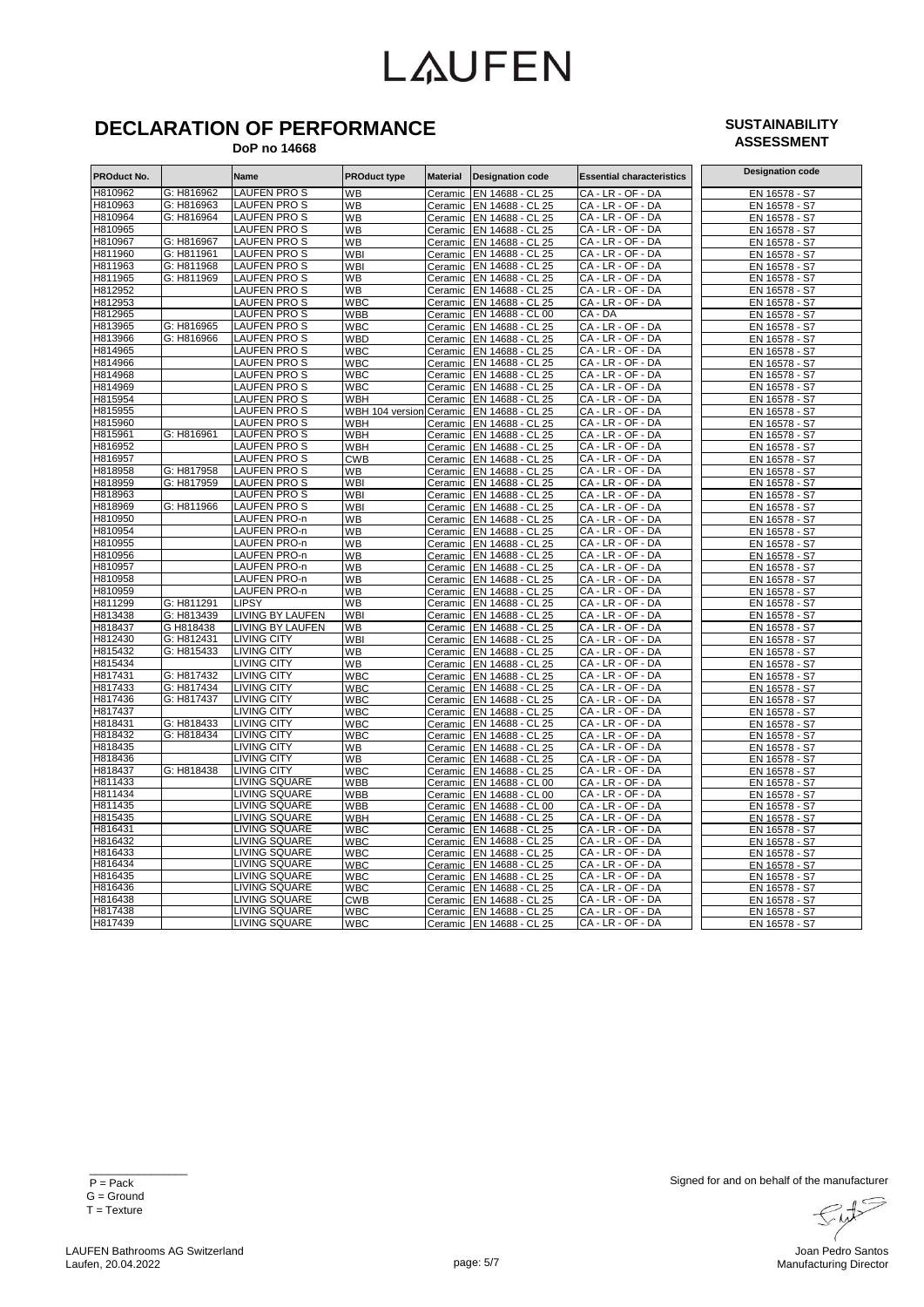# LAUFEN

## DECLARATION OF PERFORMANCE

**DoP no 14668**

## SUSTAINABILITY ASSESSMENT

| PROduct No. | | Name | PROduct type | Material | Designation code | Essential characteristics | Designation code |
|---|---|---|---|---|---|---|---|
| H810962 | G: H816962 | LAUFEN PRO S | WB | Ceramic | EN 14688 - CL 25 | CA - LR - OF - DA | EN 16578 - S7 |
| H810963 | G: H816963 | LAUFEN PRO S | WB | Ceramic | EN 14688 - CL 25 | CA - LR - OF - DA | EN 16578 - S7 |
| H810964 | G: H816964 | LAUFEN PRO S | WB | Ceramic | EN 14688 - CL 25 | CA - LR - OF - DA | EN 16578 - S7 |
| H810965 | | LAUFEN PRO S | WB | Ceramic | EN 14688 - CL 25 | CA - LR - OF - DA | EN 16578 - S7 |
| H810967 | G: H816967 | LAUFEN PRO S | WB | Ceramic | EN 14688 - CL 25 | CA - LR - OF - DA | EN 16578 - S7 |
| H811960 | G: H811961 | LAUFEN PRO S | WBI | Ceramic | EN 14688 - CL 25 | CA - LR - OF - DA | EN 16578 - S7 |
| H811963 | G: H811968 | LAUFEN PRO S | WBI | Ceramic | EN 14688 - CL 25 | CA - LR - OF - DA | EN 16578 - S7 |
| H811965 | G: H811969 | LAUFEN PRO S | WB | Ceramic | EN 14688 - CL 25 | CA - LR - OF - DA | EN 16578 - S7 |
| H812952 | | LAUFEN PRO S | WB | Ceramic | EN 14688 - CL 25 | CA - LR - OF - DA | EN 16578 - S7 |
| H812953 | | LAUFEN PRO S | WBC | Ceramic | EN 14688 - CL 25 | CA - LR - OF - DA | EN 16578 - S7 |
| H812965 | | LAUFEN PRO S | WBB | Ceramic | EN 14688 - CL 00 | CA - DA | EN 16578 - S7 |
| H813965 | G: H816965 | LAUFEN PRO S | WBC | Ceramic | EN 14688 - CL 25 | CA - LR - OF - DA | EN 16578 - S7 |
| H813966 | G: H816966 | LAUFEN PRO S | WBD | Ceramic | EN 14688 - CL 25 | CA - LR - OF - DA | EN 16578 - S7 |
| H814965 | | LAUFEN PRO S | WBC | Ceramic | EN 14688 - CL 25 | CA - LR - OF - DA | EN 16578 - S7 |
| H814966 | | LAUFEN PRO S | WBC | Ceramic | EN 14688 - CL 25 | CA - LR - OF - DA | EN 16578 - S7 |
| H814968 | | LAUFEN PRO S | WBC | Ceramic | EN 14688 - CL 25 | CA - LR - OF - DA | EN 16578 - S7 |
| H814969 | | LAUFEN PRO S | WBC | Ceramic | EN 14688 - CL 25 | CA - LR - OF - DA | EN 16578 - S7 |
| H815954 | | LAUFEN PRO S | WBH | Ceramic | EN 14688 - CL 25 | CA - LR - OF - DA | EN 16578 - S7 |
| H815955 | | LAUFEN PRO S | WBH 104 version | Ceramic | EN 14688 - CL 25 | CA - LR - OF - DA | EN 16578 - S7 |
| H815960 | | LAUFEN PRO S | WBH | Ceramic | EN 14688 - CL 25 | CA - LR - OF - DA | EN 16578 - S7 |
| H815961 | G: H816961 | LAUFEN PRO S | WBH | Ceramic | EN 14688 - CL 25 | CA - LR - OF - DA | EN 16578 - S7 |
| H816952 | | LAUFEN PRO S | WBH | Ceramic | EN 14688 - CL 25 | CA - LR - OF - DA | EN 16578 - S7 |
| H816957 | | LAUFEN PRO S | CWB | Ceramic | EN 14688 - CL 25 | CA - LR - OF - DA | EN 16578 - S7 |
| H818958 | G: H817958 | LAUFEN PRO S | WB | Ceramic | EN 14688 - CL 25 | CA - LR - OF - DA | EN 16578 - S7 |
| H818959 | G: H817959 | LAUFEN PRO S | WBI | Ceramic | EN 14688 - CL 25 | CA - LR - OF - DA | EN 16578 - S7 |
| H818963 | | LAUFEN PRO S | WBI | Ceramic | EN 14688 - CL 25 | CA - LR - OF - DA | EN 16578 - S7 |
| H818969 | G: H811966 | LAUFEN PRO S | WBI | Ceramic | EN 14688 - CL 25 | CA - LR - OF - DA | EN 16578 - S7 |
| H810950 | | LAUFEN PRO-n | WB | Ceramic | EN 14688 - CL 25 | CA - LR - OF - DA | EN 16578 - S7 |
| H810954 | | LAUFEN PRO-n | WB | Ceramic | EN 14688 - CL 25 | CA - LR - OF - DA | EN 16578 - S7 |
| H810955 | | LAUFEN PRO-n | WB | Ceramic | EN 14688 - CL 25 | CA - LR - OF - DA | EN 16578 - S7 |
| H810956 | | LAUFEN PRO-n | WB | Ceramic | EN 14688 - CL 25 | CA - LR - OF - DA | EN 16578 - S7 |
| H810957 | | LAUFEN PRO-n | WB | Ceramic | EN 14688 - CL 25 | CA - LR - OF - DA | EN 16578 - S7 |
| H810958 | | LAUFEN PRO-n | WB | Ceramic | EN 14688 - CL 25 | CA - LR - OF - DA | EN 16578 - S7 |
| H810959 | | LAUFEN PRO-n | WB | Ceramic | EN 14688 - CL 25 | CA - LR - OF - DA | EN 16578 - S7 |
| H811299 | G: H811291 | LIPSY | WB | Ceramic | EN 14688 - CL 25 | CA - LR - OF - DA | EN 16578 - S7 |
| H813438 | G: H813439 | LIVING BY LAUFEN | WBI | Ceramic | EN 14688 - CL 25 | CA - LR - OF - DA | EN 16578 - S7 |
| H818437 | G H818438 | LIVING BY LAUFEN | WB | Ceramic | EN 14688 - CL 25 | CA - LR - OF - DA | EN 16578 - S7 |
| H812430 | G: H812431 | LIVING CITY | WBI | Ceramic | EN 14688 - CL 25 | CA - LR - OF - DA | EN 16578 - S7 |
| H815432 | G: H815433 | LIVING CITY | WB | Ceramic | EN 14688 - CL 25 | CA - LR - OF - DA | EN 16578 - S7 |
| H815434 | | LIVING CITY | WB | Ceramic | EN 14688 - CL 25 | CA - LR - OF - DA | EN 16578 - S7 |
| H817431 | G: H817432 | LIVING CITY | WBC | Ceramic | EN 14688 - CL 25 | CA - LR - OF - DA | EN 16578 - S7 |
| H817433 | G: H817434 | LIVING CITY | WBC | Ceramic | EN 14688 - CL 25 | CA - LR - OF - DA | EN 16578 - S7 |
| H817436 | G: H817437 | LIVING CITY | WBC | Ceramic | EN 14688 - CL 25 | CA - LR - OF - DA | EN 16578 - S7 |
| H817437 | | LIVING CITY | WBC | Ceramic | EN 14688 - CL 25 | CA - LR - OF - DA | EN 16578 - S7 |
| H818431 | G: H818433 | LIVING CITY | WBC | Ceramic | EN 14688 - CL 25 | CA - LR - OF - DA | EN 16578 - S7 |
| H818432 | G: H818434 | LIVING CITY | WBC | Ceramic | EN 14688 - CL 25 | CA - LR - OF - DA | EN 16578 - S7 |
| H818435 | | LIVING CITY | WB | Ceramic | EN 14688 - CL 25 | CA - LR - OF - DA | EN 16578 - S7 |
| H818436 | | LIVING CITY | WB | Ceramic | EN 14688 - CL 25 | CA - LR - OF - DA | EN 16578 - S7 |
| H818437 | G: H818438 | LIVING CITY | WBC | Ceramic | EN 14688 - CL 25 | CA - LR - OF - DA | EN 16578 - S7 |
| H811433 | | LIVING SQUARE | WBB | Ceramic | EN 14688 - CL 00 | CA - LR - OF - DA | EN 16578 - S7 |
| H811434 | | LIVING SQUARE | WBB | Ceramic | EN 14688 - CL 00 | CA - LR - OF - DA | EN 16578 - S7 |
| H811435 | | LIVING SQUARE | WBB | Ceramic | EN 14688 - CL 00 | CA - LR - OF - DA | EN 16578 - S7 |
| H815435 | | LIVING SQUARE | WBH | Ceramic | EN 14688 - CL 25 | CA - LR - OF - DA | EN 16578 - S7 |
| H816431 | | LIVING SQUARE | WBC | Ceramic | EN 14688 - CL 25 | CA - LR - OF - DA | EN 16578 - S7 |
| H816432 | | LIVING SQUARE | WBC | Ceramic | EN 14688 - CL 25 | CA - LR - OF - DA | EN 16578 - S7 |
| H816433 | | LIVING SQUARE | WBC | Ceramic | EN 14688 - CL 25 | CA - LR - OF - DA | EN 16578 - S7 |
| H816434 | | LIVING SQUARE | WBC | Ceramic | EN 14688 - CL 25 | CA - LR - OF - DA | EN 16578 - S7 |
| H816435 | | LIVING SQUARE | WBC | Ceramic | EN 14688 - CL 25 | CA - LR - OF - DA | EN 16578 - S7 |
| H816436 | | LIVING SQUARE | WBC | Ceramic | EN 14688 - CL 25 | CA - LR - OF - DA | EN 16578 - S7 |
| H816438 | | LIVING SQUARE | CWB | Ceramic | EN 14688 - CL 25 | CA - LR - OF - DA | EN 16578 - S7 |
| H817438 | | LIVING SQUARE | WBC | Ceramic | EN 14688 - CL 25 | CA - LR - OF - DA | EN 16578 - S7 |
| H817439 | | LIVING SQUARE | WBC | Ceramic | EN 14688 - CL 25 | CA - LR - OF - DA | EN 16578 - S7 |

P = Pack
G = Ground
T = Texture

Signed for and on behalf of the manufacturer

Joan Pedro Santos
Manufacturing Director

LAUFEN Bathrooms AG Switzerland
Laufen, 20.04.2022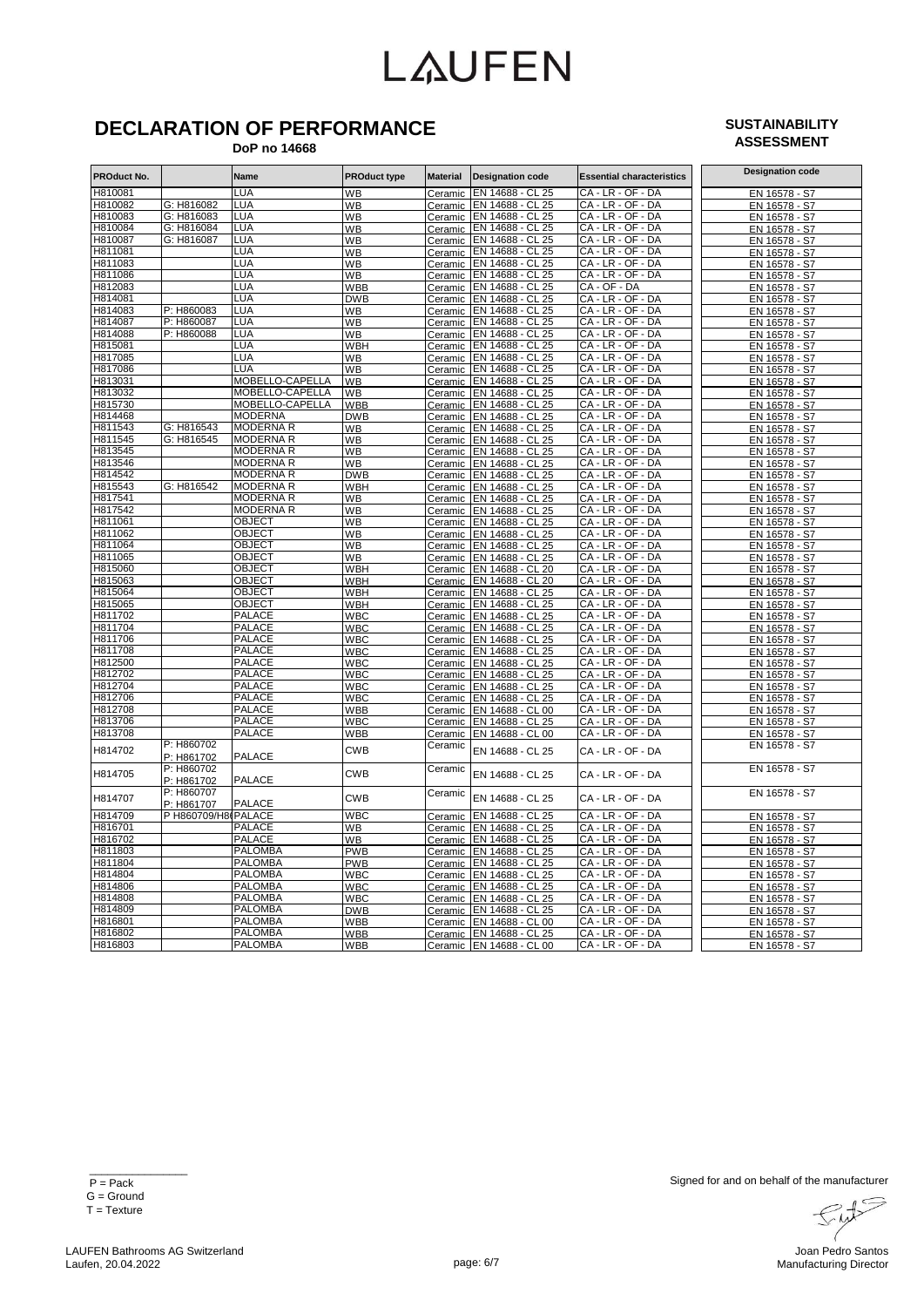# LAUFEN

## DECLARATION OF PERFORMANCE

**DoP no 14668**

**SUSTAINABILITY ASSESSMENT**

| PROduct No. | | Name | PROduct type | Material | Designation code | Essential characteristics | Designation code |
|---|---|---|---|---|---|---|---|
| H810081 | | LUA | WB | Ceramic | EN 14688 - CL 25 | CA - LR - OF - DA | EN 16578 - S7 |
| H810082 | G: H816082 | LUA | WB | Ceramic | EN 14688 - CL 25 | CA - LR - OF - DA | EN 16578 - S7 |
| H810083 | G: H816083 | LUA | WB | Ceramic | EN 14688 - CL 25 | CA - LR - OF - DA | EN 16578 - S7 |
| H810084 | G: H816084 | LUA | WB | Ceramic | EN 14688 - CL 25 | CA - LR - OF - DA | EN 16578 - S7 |
| H810087 | G: H816087 | LUA | WB | Ceramic | EN 14688 - CL 25 | CA - LR - OF - DA | EN 16578 - S7 |
| H811081 | | LUA | WB | Ceramic | EN 14688 - CL 25 | CA - LR - OF - DA | EN 16578 - S7 |
| H811083 | | LUA | WB | Ceramic | EN 14688 - CL 25 | CA - LR - OF - DA | EN 16578 - S7 |
| H811086 | | LUA | WB | Ceramic | EN 14688 - CL 25 | CA - LR - OF - DA | EN 16578 - S7 |
| H812083 | | LUA | WBB | Ceramic | EN 14688 - CL 25 | CA - OF - DA | EN 16578 - S7 |
| H814081 | | LUA | DWB | Ceramic | EN 14688 - CL 25 | CA - LR - OF - DA | EN 16578 - S7 |
| H814083 | P: H860083 | LUA | WB | Ceramic | EN 14688 - CL 25 | CA - LR - OF - DA | EN 16578 - S7 |
| H814087 | P: H860087 | LUA | WB | Ceramic | EN 14688 - CL 25 | CA - LR - OF - DA | EN 16578 - S7 |
| H814088 | P: H860088 | LUA | WB | Ceramic | EN 14688 - CL 25 | CA - LR - OF - DA | EN 16578 - S7 |
| H815081 | | LUA | WBH | Ceramic | EN 14688 - CL 25 | CA - LR - OF - DA | EN 16578 - S7 |
| H817085 | | LUA | WB | Ceramic | EN 14688 - CL 25 | CA - LR - OF - DA | EN 16578 - S7 |
| H817086 | | LUA | WB | Ceramic | EN 14688 - CL 25 | CA - LR - OF - DA | EN 16578 - S7 |
| H813031 | | MOBELLO-CAPELLA | WB | Ceramic | EN 14688 - CL 25 | CA - LR - OF - DA | EN 16578 - S7 |
| H813032 | | MOBELLO-CAPELLA | WB | Ceramic | EN 14688 - CL 25 | CA - LR - OF - DA | EN 16578 - S7 |
| H815730 | | MOBELLO-CAPELLA | WBB | Ceramic | EN 14688 - CL 25 | CA - LR - OF - DA | EN 16578 - S7 |
| H814468 | | MODERNA | DWB | Ceramic | EN 14688 - CL 25 | CA - LR - OF - DA | EN 16578 - S7 |
| H811543 | G: H816543 | MODERNA R | WB | Ceramic | EN 14688 - CL 25 | CA - LR - OF - DA | EN 16578 - S7 |
| H811545 | G: H816545 | MODERNA R | WB | Ceramic | EN 14688 - CL 25 | CA - LR - OF - DA | EN 16578 - S7 |
| H813545 | | MODERNA R | WB | Ceramic | EN 14688 - CL 25 | CA - LR - OF - DA | EN 16578 - S7 |
| H813546 | | MODERNA R | WB | Ceramic | EN 14688 - CL 25 | CA - LR - OF - DA | EN 16578 - S7 |
| H814542 | | MODERNA R | DWB | Ceramic | EN 14688 - CL 25 | CA - LR - OF - DA | EN 16578 - S7 |
| H815543 | G: H816542 | MODERNA R | WBH | Ceramic | EN 14688 - CL 25 | CA - LR - OF - DA | EN 16578 - S7 |
| H817541 | | MODERNA R | WB | Ceramic | EN 14688 - CL 25 | CA - LR - OF - DA | EN 16578 - S7 |
| H817542 | | MODERNA R | WB | Ceramic | EN 14688 - CL 25 | CA - LR - OF - DA | EN 16578 - S7 |
| H811061 | | OBJECT | WB | Ceramic | EN 14688 - CL 25 | CA - LR - OF - DA | EN 16578 - S7 |
| H811062 | | OBJECT | WB | Ceramic | EN 14688 - CL 25 | CA - LR - OF - DA | EN 16578 - S7 |
| H811064 | | OBJECT | WB | Ceramic | EN 14688 - CL 25 | CA - LR - OF - DA | EN 16578 - S7 |
| H811065 | | OBJECT | WB | Ceramic | EN 14688 - CL 25 | CA - LR - OF - DA | EN 16578 - S7 |
| H815060 | | OBJECT | WBH | Ceramic | EN 14688 - CL 20 | CA - LR - OF - DA | EN 16578 - S7 |
| H815063 | | OBJECT | WBH | Ceramic | EN 14688 - CL 20 | CA - LR - OF - DA | EN 16578 - S7 |
| H815064 | | OBJECT | WBH | Ceramic | EN 14688 - CL 25 | CA - LR - OF - DA | EN 16578 - S7 |
| H815065 | | OBJECT | WBH | Ceramic | EN 14688 - CL 25 | CA - LR - OF - DA | EN 16578 - S7 |
| H811702 | | PALACE | WBC | Ceramic | EN 14688 - CL 25 | CA - LR - OF - DA | EN 16578 - S7 |
| H811704 | | PALACE | WBC | Ceramic | EN 14688 - CL 25 | CA - LR - OF - DA | EN 16578 - S7 |
| H811706 | | PALACE | WBC | Ceramic | EN 14688 - CL 25 | CA - LR - OF - DA | EN 16578 - S7 |
| H811708 | | PALACE | WBC | Ceramic | EN 14688 - CL 25 | CA - LR - OF - DA | EN 16578 - S7 |
| H812500 | | PALACE | WBC | Ceramic | EN 14688 - CL 25 | CA - LR - OF - DA | EN 16578 - S7 |
| H812702 | | PALACE | WBC | Ceramic | EN 14688 - CL 25 | CA - LR - OF - DA | EN 16578 - S7 |
| H812704 | | PALACE | WBC | Ceramic | EN 14688 - CL 25 | CA - LR - OF - DA | EN 16578 - S7 |
| H812706 | | PALACE | WBC | Ceramic | EN 14688 - CL 25 | CA - LR - OF - DA | EN 16578 - S7 |
| H812708 | | PALACE | WBB | Ceramic | EN 14688 - CL 00 | CA - LR - OF - DA | EN 16578 - S7 |
| H813706 | | PALACE | WBC | Ceramic | EN 14688 - CL 25 | CA - LR - OF - DA | EN 16578 - S7 |
| H813708 | | PALACE | WBB | Ceramic | EN 14688 - CL 00 | CA - LR - OF - DA | EN 16578 - S7 |
| H814702 | P: H860702 P: H861702 | PALACE | CWB | Ceramic | EN 14688 - CL 25 | CA - LR - OF - DA | EN 16578 - S7 |
| H814705 | P: H860702 P: H861702 | PALACE | CWB | Ceramic | EN 14688 - CL 25 | CA - LR - OF - DA | EN 16578 - S7 |
| H814707 | P: H860707 P: H861707 | PALACE | CWB | Ceramic | EN 14688 - CL 25 | CA - LR - OF - DA | EN 16578 - S7 |
| H814709 | P H860709/H8 | PALACE | WBC | Ceramic | EN 14688 - CL 25 | CA - LR - OF - DA | EN 16578 - S7 |
| H816701 | | PALACE | WB | Ceramic | EN 14688 - CL 25 | CA - LR - OF - DA | EN 16578 - S7 |
| H816702 | | PALACE | WB | Ceramic | EN 14688 - CL 25 | CA - LR - OF - DA | EN 16578 - S7 |
| H811803 | | PALOMBA | PWB | Ceramic | EN 14688 - CL 25 | CA - LR - OF - DA | EN 16578 - S7 |
| H811804 | | PALOMBA | PWB | Ceramic | EN 14688 - CL 25 | CA - LR - OF - DA | EN 16578 - S7 |
| H814804 | | PALOMBA | WBC | Ceramic | EN 14688 - CL 25 | CA - LR - OF - DA | EN 16578 - S7 |
| H814806 | | PALOMBA | WBC | Ceramic | EN 14688 - CL 25 | CA - LR - OF - DA | EN 16578 - S7 |
| H814808 | | PALOMBA | WBC | Ceramic | EN 14688 - CL 25 | CA - LR - OF - DA | EN 16578 - S7 |
| H814809 | | PALOMBA | DWB | Ceramic | EN 14688 - CL 25 | CA - LR - OF - DA | EN 16578 - S7 |
| H816801 | | PALOMBA | WBB | Ceramic | EN 14688 - CL 00 | CA - LR - OF - DA | EN 16578 - S7 |
| H816802 | | PALOMBA | WBB | Ceramic | EN 14688 - CL 25 | CA - LR - OF - DA | EN 16578 - S7 |
| H816803 | | PALOMBA | WBB | Ceramic | EN 14688 - CL 00 | CA - LR - OF - DA | EN 16578 - S7 |

P = Pack
G = Ground
T = Texture

Signed for and on behalf of the manufacturer

Joan Pedro Santos
Manufacturing Director

LAUFEN Bathrooms AG Switzerland
Laufen, 20.04.2022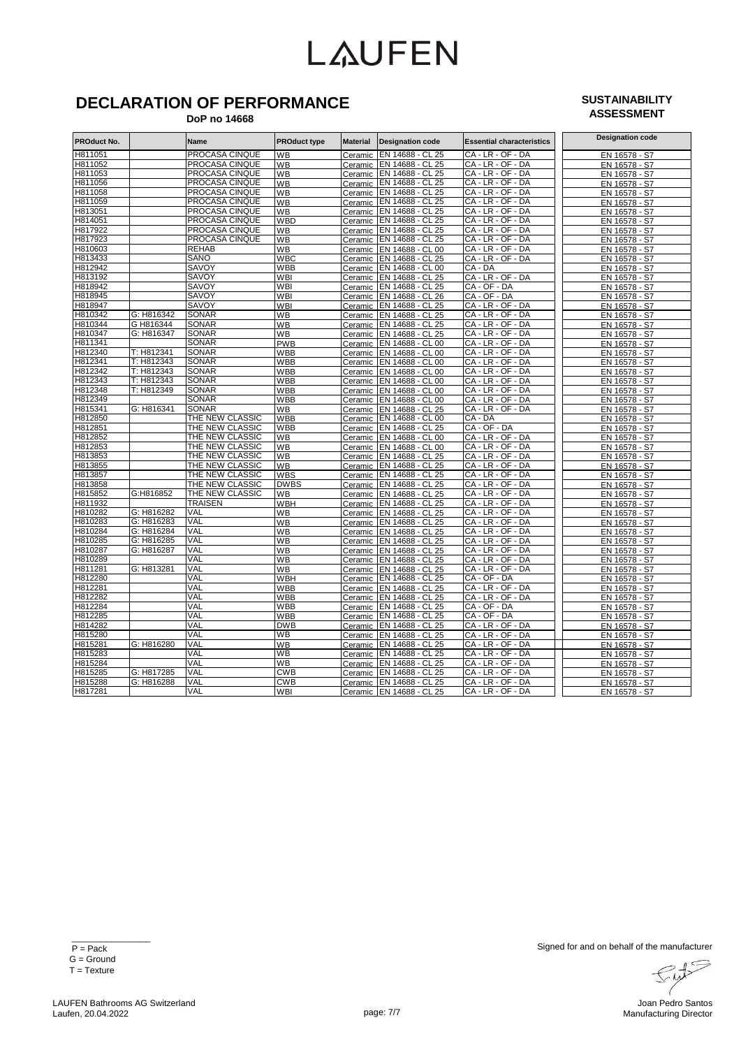# LAUFEN

## DECLARATION OF PERFORMANCE

**DoP no 14668**

**SUSTAINABILITY ASSESSMENT**

| PROduct No. | | Name | PROduct type | Material | Designation code | Essential characteristics | Designation code |
|---|---|---|---|---|---|---|---|
| H811051 | | PROCASA CINQUE | WB | Ceramic | EN 14688 - CL 25 | CA - LR - OF - DA | EN 16578 - S7 |
| H811052 | | PROCASA CINQUE | WB | Ceramic | EN 14688 - CL 25 | CA - LR - OF - DA | EN 16578 - S7 |
| H811053 | | PROCASA CINQUE | WB | Ceramic | EN 14688 - CL 25 | CA - LR - OF - DA | EN 16578 - S7 |
| H811056 | | PROCASA CINQUE | WB | Ceramic | EN 14688 - CL 25 | CA - LR - OF - DA | EN 16578 - S7 |
| H811058 | | PROCASA CINQUE | WB | Ceramic | EN 14688 - CL 25 | CA - LR - OF - DA | EN 16578 - S7 |
| H811059 | | PROCASA CINQUE | WB | Ceramic | EN 14688 - CL 25 | CA - LR - OF - DA | EN 16578 - S7 |
| H813051 | | PROCASA CINQUE | WB | Ceramic | EN 14688 - CL 25 | CA - LR - OF - DA | EN 16578 - S7 |
| H814051 | | PROCASA CINQUE | WBD | Ceramic | EN 14688 - CL 25 | CA - LR - OF - DA | EN 16578 - S7 |
| H817922 | | PROCASA CINQUE | WB | Ceramic | EN 14688 - CL 25 | CA - LR - OF - DA | EN 16578 - S7 |
| H817923 | | PROCASA CINQUE | WB | Ceramic | EN 14688 - CL 25 | CA - LR - OF - DA | EN 16578 - S7 |
| H810603 | | REHAB | WB | Ceramic | EN 14688 - CL 00 | CA - LR - OF - DA | EN 16578 - S7 |
| H813433 | | SANO | WBC | Ceramic | EN 14688 - CL 25 | CA - LR - OF - DA | EN 16578 - S7 |
| H812942 | | SAVOY | WBB | Ceramic | EN 14688 - CL 00 | CA - DA | EN 16578 - S7 |
| H813192 | | SAVOY | WBI | Ceramic | EN 14688 - CL 25 | CA - LR - OF - DA | EN 16578 - S7 |
| H818942 | | SAVOY | WBI | Ceramic | EN 14688 - CL 25 | CA - OF - DA | EN 16578 - S7 |
| H818945 | | SAVOY | WBI | Ceramic | EN 14688 - CL 26 | CA - OF - DA | EN 16578 - S7 |
| H818947 | | SAVOY | WBI | Ceramic | EN 14688 - CL 25 | CA - LR - OF - DA | EN 16578 - S7 |
| H810342 | G: H816342 | SONAR | WB | Ceramic | EN 14688 - CL 25 | CA - LR - OF - DA | EN 16578 - S7 |
| H810344 | G H816344 | SONAR | WB | Ceramic | EN 14688 - CL 25 | CA - LR - OF - DA | EN 16578 - S7 |
| H810347 | G: H816347 | SONAR | WB | Ceramic | EN 14688 - CL 25 | CA - LR - OF - DA | EN 16578 - S7 |
| H811341 | | SONAR | PWB | Ceramic | EN 14688 - CL 00 | CA - LR - OF - DA | EN 16578 - S7 |
| H812340 | T: H812341 | SONAR | WBB | Ceramic | EN 14688 - CL 00 | CA - LR - OF - DA | EN 16578 - S7 |
| H812341 | T: H812343 | SONAR | WBB | Ceramic | EN 14688 - CL 00 | CA - LR - OF - DA | EN 16578 - S7 |
| H812342 | T: H812343 | SONAR | WBB | Ceramic | EN 14688 - CL 00 | CA - LR - OF - DA | EN 16578 - S7 |
| H812343 | T: H812343 | SONAR | WBB | Ceramic | EN 14688 - CL 00 | CA - LR - OF - DA | EN 16578 - S7 |
| H812348 | T: H812349 | SONAR | WBB | Ceramic | EN 14688 - CL 00 | CA - LR - OF - DA | EN 16578 - S7 |
| H812349 | | SONAR | WBB | Ceramic | EN 14688 - CL 00 | CA - LR - OF - DA | EN 16578 - S7 |
| H815341 | G: H816341 | SONAR | WB | Ceramic | EN 14688 - CL 25 | CA - LR - OF - DA | EN 16578 - S7 |
| H812850 | | THE NEW CLASSIC | WBB | Ceramic | EN 14688 - CL 00 | CA - DA | EN 16578 - S7 |
| H812851 | | THE NEW CLASSIC | WBB | Ceramic | EN 14688 - CL 25 | CA - OF - DA | EN 16578 - S7 |
| H812852 | | THE NEW CLASSIC | WB | Ceramic | EN 14688 - CL 00 | CA - LR - OF - DA | EN 16578 - S7 |
| H812853 | | THE NEW CLASSIC | WB | Ceramic | EN 14688 - CL 00 | CA - LR - OF - DA | EN 16578 - S7 |
| H813853 | | THE NEW CLASSIC | WB | Ceramic | EN 14688 - CL 25 | CA - LR - OF - DA | EN 16578 - S7 |
| H813855 | | THE NEW CLASSIC | WB | Ceramic | EN 14688 - CL 25 | CA - LR - OF - DA | EN 16578 - S7 |
| H813857 | | THE NEW CLASSIC | WBS | Ceramic | EN 14688 - CL 25 | CA - LR - OF - DA | EN 16578 - S7 |
| H813858 | | THE NEW CLASSIC | DWBS | Ceramic | EN 14688 - CL 25 | CA - LR - OF - DA | EN 16578 - S7 |
| H815852 | G:H816852 | THE NEW CLASSIC | WB | Ceramic | EN 14688 - CL 25 | CA - LR - OF - DA | EN 16578 - S7 |
| H811932 | | TRAISEN | WBH | Ceramic | EN 14688 - CL 25 | CA - LR - OF - DA | EN 16578 - S7 |
| H810282 | G: H816282 | VAL | WB | Ceramic | EN 14688 - CL 25 | CA - LR - OF - DA | EN 16578 - S7 |
| H810283 | G: H816283 | VAL | WB | Ceramic | EN 14688 - CL 25 | CA - LR - OF - DA | EN 16578 - S7 |
| H810284 | G: H816284 | VAL | WB | Ceramic | EN 14688 - CL 25 | CA - LR - OF - DA | EN 16578 - S7 |
| H810285 | G: H816285 | VAL | WB | Ceramic | EN 14688 - CL 25 | CA - LR - OF - DA | EN 16578 - S7 |
| H810287 | G: H816287 | VAL | WB | Ceramic | EN 14688 - CL 25 | CA - LR - OF - DA | EN 16578 - S7 |
| H810289 | | VAL | WB | Ceramic | EN 14688 - CL 25 | CA - LR - OF - DA | EN 16578 - S7 |
| H811281 | G: H813281 | VAL | WB | Ceramic | EN 14688 - CL 25 | CA - LR - OF - DA | EN 16578 - S7 |
| H812280 | | VAL | WBH | Ceramic | EN 14688 - CL 25 | CA - OF - DA | EN 16578 - S7 |
| H812281 | | VAL | WBB | Ceramic | EN 14688 - CL 25 | CA - LR - OF - DA | EN 16578 - S7 |
| H812282 | | VAL | WBB | Ceramic | EN 14688 - CL 25 | CA - LR - OF - DA | EN 16578 - S7 |
| H812284 | | VAL | WBB | Ceramic | EN 14688 - CL 25 | CA - OF - DA | EN 16578 - S7 |
| H812285 | | VAL | WBB | Ceramic | EN 14688 - CL 25 | CA - OF - DA | EN 16578 - S7 |
| H814282 | | VAL | DWB | Ceramic | EN 14688 - CL 25 | CA - LR - OF - DA | EN 16578 - S7 |
| H815280 | | VAL | WB | Ceramic | EN 14688 - CL 25 | CA - LR - OF - DA | EN 16578 - S7 |
| H815281 | G: H816280 | VAL | WB | Ceramic | EN 14688 - CL 25 | CA - LR - OF - DA | EN 16578 - S7 |
| H815283 | | VAL | WB | Ceramic | EN 14688 - CL 25 | CA - LR - OF - DA | EN 16578 - S7 |
| H815284 | | VAL | WB | Ceramic | EN 14688 - CL 25 | CA - LR - OF - DA | EN 16578 - S7 |
| H815285 | G: H817285 | VAL | CWB | Ceramic | EN 14688 - CL 25 | CA - LR - OF - DA | EN 16578 - S7 |
| H815288 | G: H816288 | VAL | CWB | Ceramic | EN 14688 - CL 25 | CA - LR - OF - DA | EN 16578 - S7 |
| H817281 | | VAL | WBI | Ceramic | EN 14688 - CL 25 | CA - LR - OF - DA | EN 16578 - S7 |

P = Pack
G = Ground
T = Texture

Signed for and on behalf of the manufacturer

Joan Pedro Santos
Manufacturing Director

LAUFEN Bathrooms AG Switzerland
Laufen, 20.04.2022